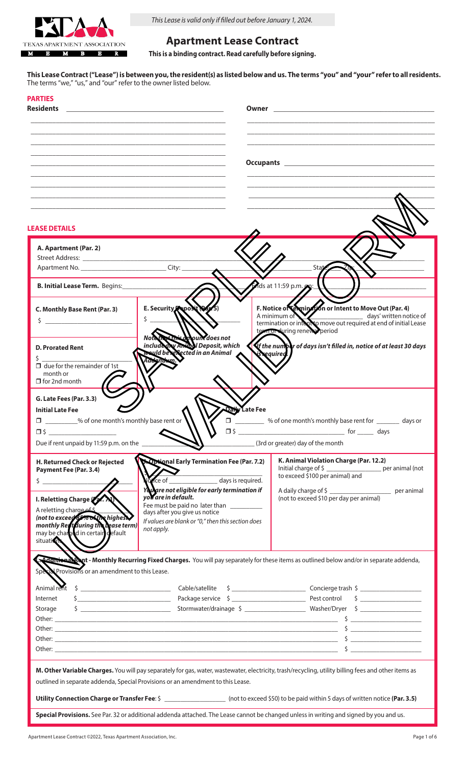This Lease is valid only if filled out before January 1, 2024.

# Apartment Lease Contract

**This is a binding contract. Read carefully before signing.**

**This Lease Contract ("Lease") is between you, the resident(s) as listed below and us. The terms "you" and "your" refer to all residents.** The terms "we," "us," and "our" refer to the owner listed below.

## PARTIES

**Residents** ______________________________________________

______________________________________________

______________________________________________

______________________________________________

______________________________________________

______________________________________________

______________________________________________

______________________________________________

**Owner** ______________________________________________

______________________________________________

______________________________________________

**Occupants** ______________________________________________

______________________________________________

______________________________________________

______________________________________________

## LEASE DETAILS

**A. Apartment (Par. 2)**

Street Address: ______________________________________________

Apartment No. ______________ City: ______________ State: ______ Zip: ______________

**B. Initial Lease Term.** Begins: ______________ Ends at 11:59 p.m. on: ______________

**C. Monthly Base Rent (Par. 3)**

$ ______________

**D. Prorated Rent**

$ ______________

☐ due for the remainder of 1st month or

☐ for 2nd month

**E. Security Deposit (Par. 5)**

$ ______________

***Note that this amount does not include any Animal Deposit, which would be reflected in an Animal Addendum.***

**F. Notice of Termination or Intent to Move Out (Par. 4)**

A minimum of ______________ days' written notice of termination or intent to move out required at end of initial Lease term or during renewal period

***If the number of days isn't filled in, notice of at least 30 days is required.***

**G. Late Fees (Par. 3.3)**

**Initial Late Fee**

☐ ________% of one month's monthly base rent or

☐ $ ______________

**Daily Late Fee**

☐ ________ % of one month's monthly base rent for ______ days or

☐ $ ______________ for ______ days

Due if rent unpaid by 11:59 p.m. on the ______________ (3rd or greater) day of the month

**H. Returned Check or Rejected Payment Fee (Par. 3.4)**

$ ______________

**I. Reletting Charge (Par. 7.1)**

A reletting charge of $ ______________ ***(not to exceed 85% of the highest monthly Rent during the Lease term)*** may be charged in certain default situations

**J. Optional Early Termination Fee (Par. 7.2)**

$ ______________

Notice of ______________ days is required.

***You are not eligible for early termination if you are in default.***

Fee must be paid no later than ______________ days after you give us notice

*If values are blank or "0," then this section does not apply.*

**K. Animal Violation Charge (Par. 12.2)**

Initial charge of $ ______________ per animal (not to exceed $100 per animal) and

A daily charge of $ ______________ per animal (not to exceed $10 per day per animal)

**L. Additional Rent - Monthly Recurring Fixed Charges.** You will pay separately for these items as outlined below and/or in separate addenda, Special Provisions or an amendment to this Lease.

| | | | | | |
|---|---|---|---|---|---|
| Animal rent | $ ______ | Cable/satellite | $ ______ | Concierge trash | $ ______ |
| Internet | $ ______ | Package service | $ ______ | Pest control | $ ______ |
| Storage | $ ______ | Stormwater/drainage | $ ______ | Washer/Dryer | $ ______ |

Other: ______________________________________________ $ ______________

Other: ______________________________________________ $ ______________

Other: ______________________________________________ $ ______________

Other: ______________________________________________ $ ______________

**M. Other Variable Charges.** You will pay separately for gas, water, wastewater, electricity, trash/recycling, utility billing fees and other items as outlined in separate addenda, Special Provisions or an amendment to this Lease.

**Utility Connection Charge or Transfer Fee**: $ ______________ (not to exceed $50) to be paid within 5 days of written notice **(Par. 3.5)**

**Special Provisions.** See Par. 32 or additional addenda attached. The Lease cannot be changed unless in writing and signed by you and us.

Apartment Lease Contract ©2022, Texas Apartment Association, Inc.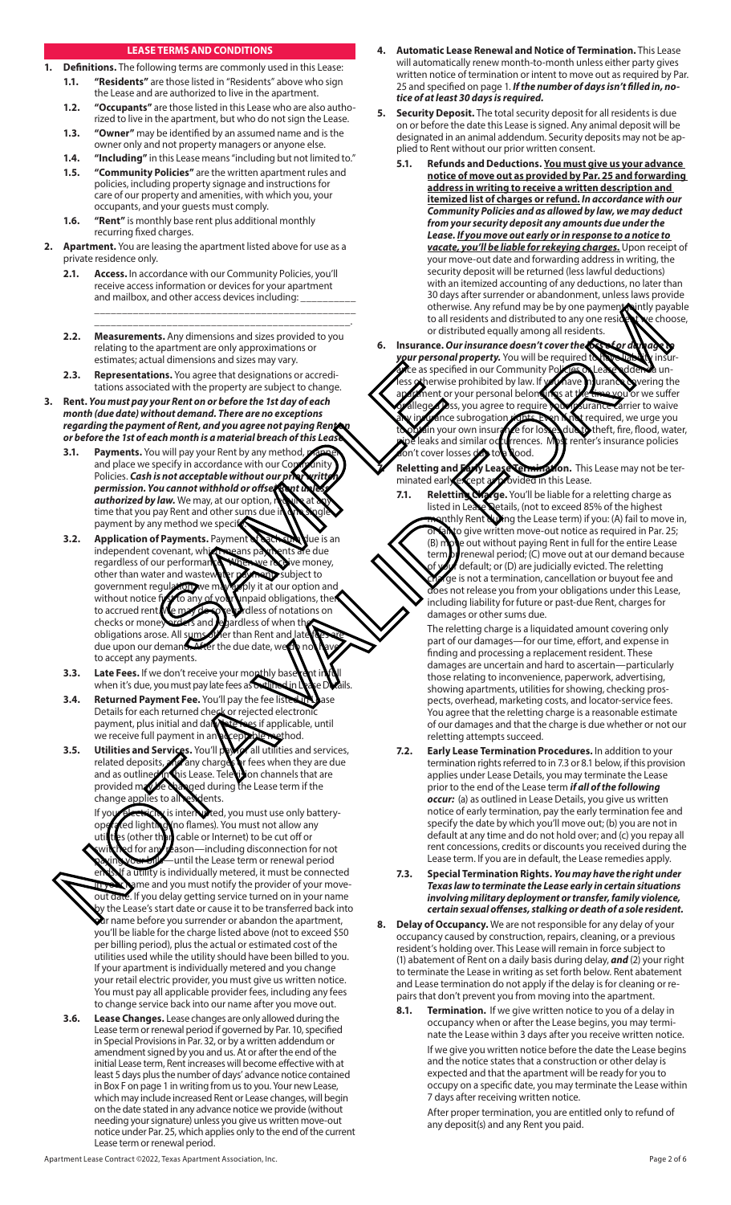## LEASE TERMS AND CONDITIONS

**1. Definitions.** The following terms are commonly used in this Lease:

**1.1. "Residents"** are those listed in "Residents" above who sign the Lease and are authorized to live in the apartment.

**1.2. "Occupants"** are those listed in this Lease who are also authorized to live in the apartment, but who do not sign the Lease.

**1.3. "Owner"** may be identified by an assumed name and is the owner only and not property managers or anyone else.

**1.4. "Including"** in this Lease means "including but not limited to."

**1.5. "Community Policies"** are the written apartment rules and policies, including property signage and instructions for care of our property and amenities, with which you, your occupants, and your guests must comply.

**1.6. "Rent"** is monthly base rent plus additional monthly recurring fixed charges.

**2. Apartment.** You are leasing the apartment listed above for use as a private residence only.

**2.1. Access.** In accordance with our Community Policies, you'll receive access information or devices for your apartment and mailbox, and other access devices including: __________ ________________________________________________ ________________________________________________.

**2.2. Measurements.** Any dimensions and sizes provided to you relating to the apartment are only approximations or estimates; actual dimensions and sizes may vary.

**2.3. Representations.** You agree that designations or accreditations associated with the property are subject to change.

**3. Rent.** ***You must pay your Rent on or before the 1st day of each month (due date) without demand. There are no exceptions regarding the payment of Rent, and you agree not paying Rent on or before the 1st of each month is a material breach of this Lease.***

**3.1. Payments.** You will pay your Rent by any method, manner and place we specify in accordance with our Community Policies. ***Cash is not acceptable without our prior written permission. You cannot withhold or offset Rent unless authorized by law.*** We may, at our option, require at any time that you pay Rent and other sums due in one single payment by any method we specify.

**3.2. Application of Payments.** Payment of each sum due is an independent covenant, which means payments are due regardless of our performance. When we receive money, other than water and wastewater payments subject to government regulation, we may apply it at our option and without notice first to any of your unpaid obligations, then to accrued rent. We may do so regardless of notations on checks or money orders and regardless of when the obligations arose. All sums other than Rent and late fees are due upon our demand. After the due date, we do not have to accept any payments.

**3.3. Late Fees.** If we don't receive your monthly base rent in full when it's due, you must pay late fees as outlined in Lease Details.

**3.4. Returned Payment Fee.** You'll pay the fee listed in Lease Details for each returned check or rejected electronic payment, plus initial and daily late fees if applicable, until we receive full payment in an acceptable method.

**3.5. Utilities and Services.** You'll pay for all utilities and services, related deposits, and any charges or fees when they are due and as outlined in this Lease. Television channels that are provided may be changed during the Lease term if the change applies to all residents.

If your electricity is interrupted, you must use only battery-operated lighting (no flames). You must not allow any utilities (other than cable or Internet) to be cut off or switched for any reason—including disconnection for not paying your bills—until the Lease term or renewal period ends. If a utility is individually metered, it must be connected in your name and you must notify the provider of your move-out date. If you delay getting service turned on in your name by the Lease's start date or cause it to be transferred back into our name before you surrender or abandon the apartment, you'll be liable for the charge listed above (not to exceed $50 per billing period), plus the actual or estimated cost of the utilities used while the utility should have been billed to you. If your apartment is individually metered and you change your retail electric provider, you must give us written notice. You must pay all applicable provider fees, including any fees to change service back into our name after you move out.

**3.6. Lease Changes.** Lease changes are only allowed during the Lease term or renewal period if governed by Par. 10, specified in Special Provisions in Par. 32, or by a written addendum or amendment signed by you and us. At or after the end of the initial Lease term, Rent increases will become effective with at least 5 days plus the number of days' advance notice contained in Box F on page 1 in writing from us to you. Your new Lease, which may include increased Rent or Lease changes, will begin on the date stated in any advance notice we provide (without needing your signature) unless you give us written move-out notice under Par. 25, which applies only to the end of the current Lease term or renewal period.

**4. Automatic Lease Renewal and Notice of Termination.** This Lease will automatically renew month-to-month unless either party gives written notice of termination or intent to move out as required by Par. 25 and specified on page 1. ***If the number of days isn't filled in, notice of at least 30 days is required.***

**5. Security Deposit.** The total security deposit for all residents is due on or before the date this Lease is signed. Any animal deposit will be designated in an animal addendum. Security deposits may not be applied to Rent without our prior written consent.

**5.1. Refunds and Deductions.** **<u>You must give us your advance notice of move out as provided by Par. 25 and forwarding address in writing to receive a written description and itemized list of charges or refund.</u>** ***In accordance with our Community Policies and as allowed by law, we may deduct from your security deposit any amounts due under the Lease. <u>If you move out early or in response to a notice to vacate, you'll be liable for rekeying charges.</u>*** Upon receipt of your move-out date and forwarding address in writing, the security deposit will be returned (less lawful deductions) with an itemized accounting of any deductions, no later than 30 days after surrender or abandonment, unless laws provide otherwise. Any refund may be by one payment jointly payable to all residents and distributed to any one resident we choose, or distributed equally among all residents.

**6. Insurance.** ***Our insurance doesn't cover the loss of or damage to your personal property.*** You will be required to have liability insurance as specified in our Community Policies or Lease addenda unless otherwise prohibited by law. If you have insurance covering the apartment or your personal belongings at the time you or we suffer or allege a loss, you agree to require your insurance carrier to waive any insurance subrogation rights. Even if not required, we urge you to obtain your own insurance for losses due to theft, fire, flood, water, pipe leaks and similar occurrences. Most renter's insurance policies don't cover losses due to a flood.

**7. Reletting and Early Lease Termination.** This Lease may not be terminated early except as provided in this Lease.

**7.1. Reletting Charge.** You'll be liable for a reletting charge as listed in Lease Details, (not to exceed 85% of the highest monthly Rent during the Lease term) if you: (A) fail to move in, or fail to give written move-out notice as required in Par. 25; (B) move out without paying Rent in full for the entire Lease term or renewal period; (C) move out at our demand because of your default; or (D) are judicially evicted. The reletting charge is not a termination, cancellation or buyout fee and does not release you from your obligations under this Lease, including liability for future or past-due Rent, charges for damages or other sums due.

The reletting charge is a liquidated amount covering only part of our damages—for our time, effort, and expense in finding and processing a replacement resident. These damages are uncertain and hard to ascertain—particularly those relating to inconvenience, paperwork, advertising, showing apartments, utilities for showing, checking prospects, overhead, marketing costs, and locator-service fees. You agree that the reletting charge is a reasonable estimate of our damages and that the charge is due whether or not our reletting attempts succeed.

**7.2. Early Lease Termination Procedures.** In addition to your termination rights referred to in 7.3 or 8.1 below, if this provision applies under Lease Details, you may terminate the Lease prior to the end of the Lease term ***if all of the following occur:*** (a) as outlined in Lease Details, you give us written notice of early termination, pay the early termination fee and specify the date by which you'll move out; (b) you are not in default at any time and do not hold over; and (c) you repay all rent concessions, credits or discounts you received during the Lease term. If you are in default, the Lease remedies apply.

**7.3. Special Termination Rights.** ***You may have the right under Texas law to terminate the Lease early in certain situations involving military deployment or transfer, family violence, certain sexual offenses, stalking or death of a sole resident.***

**8. Delay of Occupancy.** We are not responsible for any delay of your occupancy caused by construction, repairs, cleaning, or a previous resident's holding over. This Lease will remain in force subject to (1) abatement of Rent on a daily basis during delay, ***and*** (2) your right to terminate the Lease in writing as set forth below. Rent abatement and Lease termination do not apply if the delay is for cleaning or repairs that don't prevent you from moving into the apartment.

**8.1. Termination.** If we give written notice to you of a delay in occupancy when or after the Lease begins, you may terminate the Lease within 3 days after you receive written notice.

If we give you written notice before the date the Lease begins and the notice states that a construction or other delay is expected and that the apartment will be ready for you to occupy on a specific date, you may terminate the Lease within 7 days after receiving written notice.

After proper termination, you are entitled only to refund of any deposit(s) and any Rent you paid.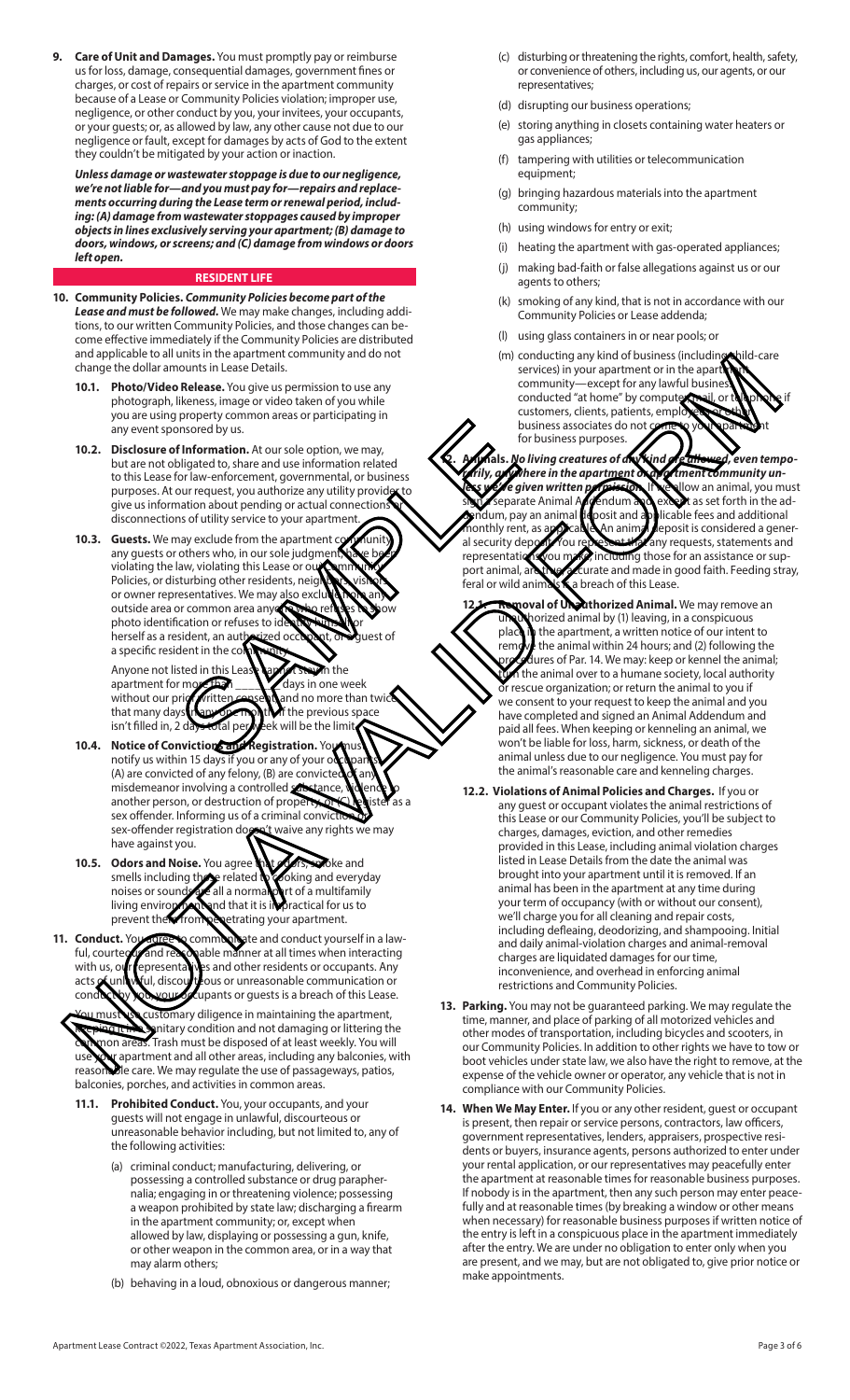**9. Care of Unit and Damages.** You must promptly pay or reimburse us for loss, damage, consequential damages, government fines or charges, or cost of repairs or service in the apartment community because of a Lease or Community Policies violation; improper use, negligence, or other conduct by you, your invitees, your occupants, or your guests; or, as allowed by law, any other cause not due to our negligence or fault, except for damages by acts of God to the extent they couldn't be mitigated by your action or inaction.

***Unless damage or wastewater stoppage is due to our negligence, we're not liable for—and you must pay for—repairs and replacements occurring during the Lease term or renewal period, including: (A) damage from wastewater stoppages caused by improper objects in lines exclusively serving your apartment; (B) damage to doors, windows, or screens; and (C) damage from windows or doors left open.***

## RESIDENT LIFE

**10. Community Policies.** ***Community Policies become part of the Lease and must be followed.*** We may make changes, including additions, to our written Community Policies, and those changes can become effective immediately if the Community Policies are distributed and applicable to all units in the apartment community and do not change the dollar amounts in Lease Details.

**10.1. Photo/Video Release.** You give us permission to use any photograph, likeness, image or video taken of you while you are using property common areas or participating in any event sponsored by us.

**10.2. Disclosure of Information.** At our sole option, we may, but are not obligated to, share and use information related to this Lease for law-enforcement, governmental, or business purposes. At our request, you authorize any utility provider to give us information about pending or actual connections or disconnections of utility service to your apartment.

**10.3. Guests.** We may exclude from the apartment community any guests or others who, in our sole judgment, have been violating the law, violating this Lease or our Community Policies, or disturbing other residents, neighbors, visitors, or owner representatives. We may also exclude from any outside area or common area anyone who refuses to show photo identification or refuses to identify himself or herself as a resident, an authorized occupant, or a guest of a specific resident in the community.

Anyone not listed in this Lease cannot stay in the apartment for more than \_\_\_\_\_\_ days in one week without our prior written consent, and no more than twice that many days in any one month. If the previous space isn't filled in, 2 days total per week will be the limit.

**10.4. Notice of Convictions and Registration.** You must notify us within 15 days if you or any of your occupants (A) are convicted of any felony, (B) are convicted of any misdemeanor involving a controlled substance, violence to another person, or destruction of property, or (C) register as a sex offender. Informing us of a criminal conviction or sex-offender registration doesn't waive any rights we may have against you.

**10.5. Odors and Noise.** You agree that odors, smoke and smells including those related to cooking and everyday noises or sounds are all a normal part of a multifamily living environment and that it is impractical for us to prevent them from penetrating your apartment.

**11. Conduct.** You agree to communicate and conduct yourself in a lawful, courteous and reasonable manner at all times when interacting with us, our representatives and other residents or occupants. Any acts of unlawful, discourteous or unreasonable communication or conduct by you, your occupants or guests is a breach of this Lease.

You must use customary diligence in maintaining the apartment, keeping it in a sanitary condition and not damaging or littering the common areas. Trash must be disposed of at least weekly. You will use your apartment and all other areas, including any balconies, with reasonable care. We may regulate the use of passageways, patios, balconies, porches, and activities in common areas.

**11.1. Prohibited Conduct.** You, your occupants, and your guests will not engage in unlawful, discourteous or unreasonable behavior including, but not limited to, any of the following activities:

(a) criminal conduct; manufacturing, delivering, or possessing a controlled substance or drug paraphernalia; engaging in or threatening violence; possessing a weapon prohibited by state law; discharging a firearm in the apartment community; or, except when allowed by law, displaying or possessing a gun, knife, or other weapon in the common area, or in a way that may alarm others;

(b) behaving in a loud, obnoxious or dangerous manner;

(c) disturbing or threatening the rights, comfort, health, safety, or convenience of others, including us, our agents, or our representatives;

(d) disrupting our business operations;

(e) storing anything in closets containing water heaters or gas appliances;

(f) tampering with utilities or telecommunication equipment;

(g) bringing hazardous materials into the apartment community;

(h) using windows for entry or exit;

(i) heating the apartment with gas-operated appliances;

(j) making bad-faith or false allegations against us or our agents to others;

(k) smoking of any kind, that is not in accordance with our Community Policies or Lease addenda;

(l) using glass containers in or near pools; or

(m) conducting any kind of business (including child-care services) in your apartment or in the apartment community—except for any lawful business conducted "at home" by computer, mail, or telephone if customers, clients, patients, employees or other business associates do not come to your apartment for business purposes.

**12. Animals.** ***No living creatures of any kind are allowed, even temporarily, anywhere in the apartment or apartment community unless we've given written permission.*** If we allow an animal, you must sign a separate Animal Addendum and, except as set forth in the addendum, pay an animal deposit and applicable fees and additional monthly rent, as applicable. An animal deposit is considered a general security deposit. You represent that any requests, statements and representations you make, including those for an assistance or support animal, are true, accurate and made in good faith. Feeding stray, feral or wild animals is a breach of this Lease.

**12.1. Removal of Unauthorized Animal.** We may remove an unauthorized animal by (1) leaving, in a conspicuous place in the apartment, a written notice of our intent to remove the animal within 24 hours; and (2) following the procedures of Par. 14. We may: keep or kennel the animal; turn the animal over to a humane society, local authority or rescue organization; or return the animal to you if we consent to your request to keep the animal and you have completed and signed an Animal Addendum and paid all fees. When keeping or kenneling an animal, we won't be liable for loss, harm, sickness, or death of the animal unless due to our negligence. You must pay for the animal's reasonable care and kenneling charges.

**12.2. Violations of Animal Policies and Charges.** If you or any guest or occupant violates the animal restrictions of this Lease or our Community Policies, you'll be subject to charges, damages, eviction, and other remedies provided in this Lease, including animal violation charges listed in Lease Details from the date the animal was brought into your apartment until it is removed. If an animal has been in the apartment at any time during your term of occupancy (with or without our consent), we'll charge you for all cleaning and repair costs, including defleaing, deodorizing, and shampooing. Initial and daily animal-violation charges and animal-removal charges are liquidated damages for our time, inconvenience, and overhead in enforcing animal restrictions and Community Policies.

**13. Parking.** You may not be guaranteed parking. We may regulate the time, manner, and place of parking of all motorized vehicles and other modes of transportation, including bicycles and scooters, in our Community Policies. In addition to other rights we have to tow or boot vehicles under state law, we also have the right to remove, at the expense of the vehicle owner or operator, any vehicle that is not in compliance with our Community Policies.

**14. When We May Enter.** If you or any other resident, guest or occupant is present, then repair or service persons, contractors, law officers, government representatives, lenders, appraisers, prospective residents or buyers, insurance agents, persons authorized to enter under your rental application, or our representatives may peacefully enter the apartment at reasonable times for reasonable business purposes. If nobody is in the apartment, then any such person may enter peacefully and at reasonable times (by breaking a window or other means when necessary) for reasonable business purposes if written notice of the entry is left in a conspicuous place in the apartment immediately after the entry. We are under no obligation to enter only when you are present, and we may, but are not obligated to, give prior notice or make appointments.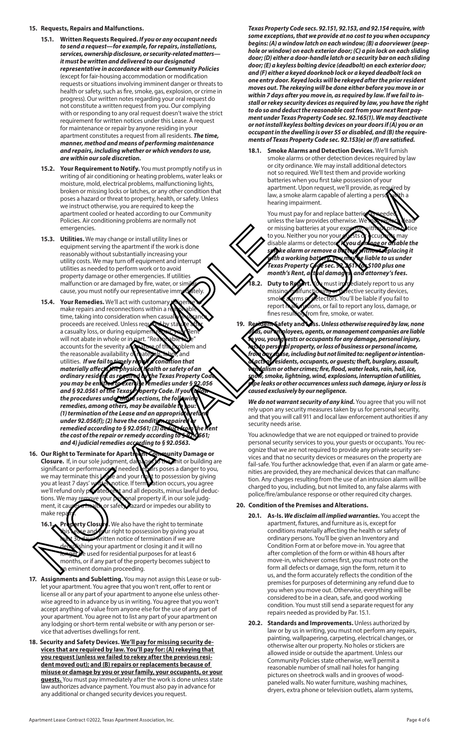**15. Requests, Repairs and Malfunctions.**

**15.1. Written Requests Required.** ***If you or any occupant needs to send a request—for example, for repairs, installations, services, ownership disclosure, or security-related matters—it must be written and delivered to our designated representative in accordance with our Community Policies*** (except for fair-housing accommodation or modification requests or situations involving imminent danger or threats to health or safety, such as fire, smoke, gas, explosion, or crime in progress). Our written notes regarding your oral request do not constitute a written request from you. Our complying with or responding to any oral request doesn't waive the strict requirement for written notices under this Lease. A request for maintenance or repair by anyone residing in your apartment constitutes a request from all residents. ***The time, manner, method and means of performing maintenance and repairs, including whether or which vendors to use, are within our sole discretion.***

**15.2. Your Requirement to Notify.** You must promptly notify us in writing of air conditioning or heating problems, water leaks or moisture, mold, electrical problems, malfunctioning lights, broken or missing locks or latches, or any other condition that poses a hazard or threat to property, health, or safety. Unless we instruct otherwise, you are required to keep the apartment cooled or heated according to our Community Policies. Air conditioning problems are normally not emergencies.

**15.3. Utilities.** We may change or install utility lines or equipment serving the apartment if the work is done reasonably without substantially increasing your utility costs. We may turn off equipment and interrupt utilities as needed to perform work or to avoid property damage or other emergencies. If utilities malfunction or are damaged by fire, water, or similar cause, you must notify our representative immediately.

**15.4. Your Remedies.** We'll act with customary diligence to make repairs and reconnections within a reasonable time, taking into consideration when casualty insurance proceeds are received. Unless required by statute after a casualty loss, or during equipment repair, your Rent will not abate in whole or in part. "Reasonable time" accounts for the severity and nature of the problem and the reasonable availability of materials, labor, and utilities. ***If we fail to timely repair a condition that materially affects the physical health or safety of an ordinary resident as required by the Texas Property Code, you may be entitled to exercise remedies under § 92.056 and § 92.0561 of the Texas Property Code. If you follow the procedures under those sections, the following remedies, among others, may be available to you: (1) termination of the Lease and an appropriate refund under 92.056(f); (2) have the condition repaired or remedied according to § 92.0561; (3) deduct from the Rent the cost of the repair or remedy according to § 92.0561; and 4) judicial remedies according to § 92.0563.***

**16. Our Right to Terminate for Apartment Community Damage or Closure.** If, in our sole judgment, damages to the unit or building are significant or performance of needed repairs poses a danger to you, we may terminate this Lease and your right to possession by giving you at least 7 days' written notice. If termination occurs, you agree we'll refund only prorated rent and all deposits, minus lawful deductions. We may remove your personal property if, in our sole judgment, it causes a health or safety hazard or impedes our ability to make repairs.

**16.1. Property Closure.** We also have the right to terminate this Lease and your right to possession by giving you at least 30 days' written notice of termination if we are demolishing your apartment or closing it and it will no longer be used for residential purposes for at least 6 months, or if any part of the property becomes subject to an eminent domain proceeding.

**17. Assignments and Subletting.** You may not assign this Lease or sublet your apartment. You agree that you won't rent, offer to rent or license all or any part of your apartment to anyone else unless otherwise agreed to in advance by us in writing. You agree that you won't accept anything of value from anyone else for the use of any part of your apartment. You agree not to list any part of your apartment on any lodging or short-term rental website or with any person or service that advertises dwellings for rent.

**18. Security and Safety Devices.** **<u>We'll pay for missing security devices that are required by law. You'll pay for: (A) rekeying that you request (unless we failed to rekey after the previous resident moved out); and (B) repairs or replacements because of misuse or damage by you or your family, your occupants, or your guests.</u>** You must pay immediately after the work is done unless state law authorizes advance payment. You must also pay in advance for any additional or changed security devices you request.

***Texas Property Code secs. 92.151, 92.153, and 92.154 require, with some exceptions, that we provide at no cost to you when occupancy begins: (A) a window latch on each window; (B) a doorviewer (peephole or window) on each exterior door; (C) a pin lock on each sliding door; (D) either a door-handle latch or a security bar on each sliding door; (E) a keyless bolting device (deadbolt) on each exterior door; and (F) either a keyed doorknob lock or a keyed deadbolt lock on one entry door. Keyed locks will be rekeyed after the prior resident moves out. The rekeying will be done either before you move in or within 7 days after you move in, as required by law. If we fail to install or rekey security devices as required by law, you have the right to do so and deduct the reasonable cost from your next Rent payment under Texas Property Code sec. 92.165(1). We may deactivate or not install keyless bolting devices on your doors if (A) you or an occupant in the dwelling is over 55 or disabled, and (B) the requirements of Texas Property Code sec. 92.153(e) or (f) are satisfied.***

**18.1. Smoke Alarms and Detection Devices.** We'll furnish smoke alarms or other detection devices required by law or city ordinance. We may install additional detectors not so required. We'll test them and provide working batteries when you first take possession of your apartment. Upon request, we'll provide, as required by law, a smoke alarm capable of alerting a person with a hearing impairment.

You must pay for and replace batteries as needed, unless the law provides otherwise. We may replace dead or missing batteries at your expense, without prior notice to you. Neither you nor your guests or occupants may disable alarms or detectors. ***If you damage or disable the smoke alarm or remove a battery without replacing it with a working battery, you may be liable to us under Texas Property Code sec. 92.2611 for $100 plus one month's Rent, actual damages, and attorney's fees.***

**18.2. Duty to Report.** You must immediately report to us any missing, malfunctioning or defective security devices, smoke alarms or detectors. You'll be liable if you fail to report malfunctions, or fail to report any loss, damage, or fines resulting from fire, smoke, or water.

**19. Resident Safety and Loss.** ***Unless otherwise required by law, none of us, our employees, agents, or management companies are liable to you, your guests or occupants for any damage, personal injury, loss to personal property, or loss of business or personal income, from any cause, including but not limited to: negligent or intentional acts of residents, occupants, or guests; theft, burglary, assault, vandalism or other crimes; fire, flood, water leaks, rain, hail, ice, snow, smoke, lightning, wind, explosions, interruption of utilities, pipe leaks or other occurrences unless such damage, injury or loss is caused exclusively by our negligence.***

***We do not warrant security of any kind.*** You agree that you will not rely upon any security measures taken by us for personal security, and that you will call 911 and local law enforcement authorities if any security needs arise.

You acknowledge that we are not equipped or trained to provide personal security services to you, your guests or occupants. You recognize that we are not required to provide any private security services and that no security devices or measures on the property are fail-safe. You further acknowledge that, even if an alarm or gate amenities are provided, they are mechanical devices that can malfunction. Any charges resulting from the use of an intrusion alarm will be charged to you, including, but not limited to, any false alarms with police/fire/ambulance response or other required city charges.

**20. Condition of the Premises and Alterations.**

**20.1. As-Is.** ***We disclaim all implied warranties.*** You accept the apartment, fixtures, and furniture as is, except for conditions materially affecting the health or safety of ordinary persons. You'll be given an Inventory and Condition Form at or before move-in. You agree that after completion of the form or within 48 hours after move-in, whichever comes first, you must note on the form all defects or damage, sign the form, return it to us, and the form accurately reflects the condition of the premises for purposes of determining any refund due to you when you move out. Otherwise, everything will be considered to be in a clean, safe, and good working condition. You must still send a separate request for any repairs needed as provided by Par. 15.1.

**20.2. Standards and Improvements.** Unless authorized by law or by us in writing, you must not perform any repairs, painting, wallpapering, carpeting, electrical changes, or otherwise alter our property. No holes or stickers are allowed inside or outside the apartment. Unless our Community Policies state otherwise, we'll permit a reasonable number of small nail holes for hanging pictures on sheetrock walls and in grooves of wood-paneled walls. No water furniture, washing machines, dryers, extra phone or television outlets, alarm systems,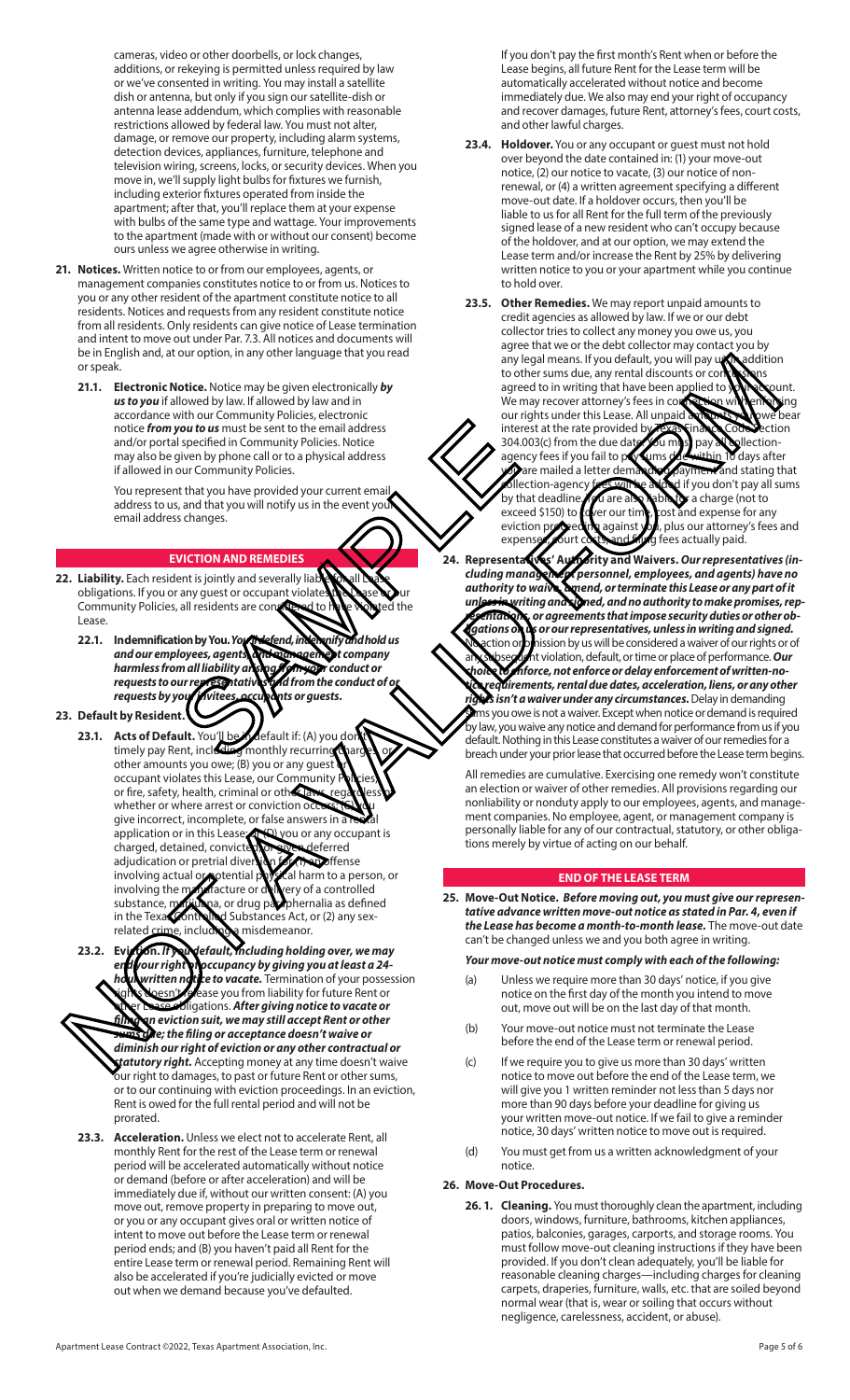cameras, video or other doorbells, or lock changes, additions, or rekeying is permitted unless required by law or we've consented in writing. You may install a satellite dish or antenna, but only if you sign our satellite-dish or antenna lease addendum, which complies with reasonable restrictions allowed by federal law. You must not alter, damage, or remove our property, including alarm systems, detection devices, appliances, furniture, telephone and television wiring, screens, locks, or security devices. When you move in, we'll supply light bulbs for fixtures we furnish, including exterior fixtures operated from inside the apartment; after that, you'll replace them at your expense with bulbs of the same type and wattage. Your improvements to the apartment (made with or without our consent) become ours unless we agree otherwise in writing.

**21. Notices.** Written notice to or from our employees, agents, or management companies constitutes notice to or from us. Notices to you or any other resident of the apartment constitute notice to all residents. Notices and requests from any resident constitute notice from all residents. Only residents can give notice of Lease termination and intent to move out under Par. 7.3. All notices and documents will be in English and, at our option, in any other language that you read or speak.

**21.1. Electronic Notice.** Notice may be given electronically ***by us to you*** if allowed by law. If allowed by law and in accordance with our Community Policies, electronic notice ***from you to us*** must be sent to the email address and/or portal specified in Community Policies. Notice may also be given by phone call or to a physical address if allowed in our Community Policies.

You represent that you have provided your current email address to us, and that you will notify us in the event your email address changes.

## EVICTION AND REMEDIES

**22. Liability.** Each resident is jointly and severally liable for all Lease obligations. If you or any guest or occupant violates the Lease or our Community Policies, all residents are considered to have violated the Lease.

**22.1. Indemnification by You.** ***You'll defend, indemnify and hold us and our employees, agents, and management company harmless from all liability arising from your conduct or requests to our representatives and from the conduct of or requests by your invitees, occupants or guests.***

**23. Default by Resident.**

**23.1. Acts of Default.** You'll be in default if: (A) you don't timely pay Rent, including monthly recurring charges, or other amounts you owe; (B) you or any guest or occupant violates this Lease, our Community Policies, or fire, safety, health, criminal or other laws, regardless of whether or where arrest or conviction occurs; (C) you give incorrect, incomplete, or false answers in a rental application or in this Lease; or (D) you or any occupant is charged, detained, convicted, or given deferred adjudication or pretrial diversion for (1) an offense involving actual or potential physical harm to a person, or involving the manufacture or delivery of a controlled substance, marijuana, or drug paraphernalia as defined in the Texas Controlled Substances Act, or (2) any sex-related crime, including a misdemeanor.

**23.2. Eviction.** ***If you default, including holding over, we may end your right of occupancy by giving you at least a 24-hour written notice to vacate.*** Termination of your possession rights doesn't release you from liability for future Rent or other Lease obligations. ***After giving notice to vacate or filing an eviction suit, we may still accept Rent or other sums due; the filing or acceptance doesn't waive or diminish our right of eviction or any other contractual or statutory right.*** Accepting money at any time doesn't waive our right to damages, to past or future Rent or other sums, or to our continuing with eviction proceedings. In an eviction, Rent is owed for the full rental period and will not be prorated.

**23.3. Acceleration.** Unless we elect not to accelerate Rent, all monthly Rent for the rest of the Lease term or renewal period will be accelerated automatically without notice or demand (before or after acceleration) and will be immediately due if, without our written consent: (A) you move out, remove property in preparing to move out, or you or any occupant gives oral or written notice of intent to move out before the Lease term or renewal period ends; and (B) you haven't paid all Rent for the entire Lease term or renewal period. Remaining Rent will also be accelerated if you're judicially evicted or move out when we demand because you've defaulted.

If you don't pay the first month's Rent when or before the Lease begins, all future Rent for the Lease term will be automatically accelerated without notice and become immediately due. We also may end your right of occupancy and recover damages, future Rent, attorney's fees, court costs, and other lawful charges.

**23.4. Holdover.** You or any occupant or guest must not hold over beyond the date contained in: (1) your move-out notice, (2) our notice to vacate, (3) our notice of non-renewal, or (4) a written agreement specifying a different move-out date. If a holdover occurs, then you'll be liable to us for all Rent for the full term of the previously signed lease of a new resident who can't occupy because of the holdover, and at our option, we may extend the Lease term and/or increase the Rent by 25% by delivering written notice to you or your apartment while you continue to hold over.

**23.5. Other Remedies.** We may report unpaid amounts to credit agencies as allowed by law. If we or our debt collector tries to collect any money you owe us, you agree that we or the debt collector may contact you by any legal means. If you default, you will pay us, in addition to other sums due, any rental discounts or concessions agreed to in writing that have been applied to your account. We may recover attorney's fees in connection with enforcing our rights under this Lease. All unpaid amounts you owe bear interest at the rate provided by Texas Finance Code Section 304.003(c) from the due date. You must pay all collection-agency fees if you fail to pay sums due within 10 days after you are mailed a letter demanding payment and stating that collection-agency fees will be added if you don't pay all sums by that deadline. You are also liable for a charge (not to exceed $150) to cover our time, cost and expense for any eviction proceeding against you, plus our attorney's fees and expenses, court costs, and filing fees actually paid.

**24. Representatives' Authority and Waivers.** ***Our representatives (including management personnel, employees, and agents) have no authority to waive, amend, or terminate this Lease or any part of it unless in writing and signed, and no authority to make promises, representations, or agreements that impose security duties or other obligations on us or our representatives, unless in writing and signed.*** No action or omission by us will be considered a waiver of our rights or of any subsequent violation, default, or time or place of performance. ***Our choice to enforce, not enforce or delay enforcement of written-notice requirements, rental due dates, acceleration, liens, or any other rights isn't a waiver under any circumstances.*** Delay in demanding sums you owe is not a waiver. Except when notice or demand is required by law, you waive any notice and demand for performance from us if you default. Nothing in this Lease constitutes a waiver of our remedies for a breach under your prior lease that occurred before the Lease term begins.

All remedies are cumulative. Exercising one remedy won't constitute an election or waiver of other remedies. All provisions regarding our nonliability or nonduty apply to our employees, agents, and management companies. No employee, agent, or management company is personally liable for any of our contractual, statutory, or other obligations merely by virtue of acting on our behalf.

## END OF THE LEASE TERM

**25. Move-Out Notice.** ***Before moving out, you must give our representative advance written move-out notice as stated in Par. 4, even if the Lease has become a month-to-month lease.*** The move-out date can't be changed unless we and you both agree in writing.

***Your move-out notice must comply with each of the following:***

(a) Unless we require more than 30 days' notice, if you give notice on the first day of the month you intend to move out, move out will be on the last day of that month.

(b) Your move-out notice must not terminate the Lease before the end of the Lease term or renewal period.

(c) If we require you to give us more than 30 days' written notice to move out before the end of the Lease term, we will give you 1 written reminder not less than 5 days nor more than 90 days before your deadline for giving us your written move-out notice. If we fail to give a reminder notice, 30 days' written notice to move out is required.

(d) You must get from us a written acknowledgment of your notice.

**26. Move-Out Procedures.**

**26.1. Cleaning.** You must thoroughly clean the apartment, including doors, windows, furniture, bathrooms, kitchen appliances, patios, balconies, garages, carports, and storage rooms. You must follow move-out cleaning instructions if they have been provided. If you don't clean adequately, you'll be liable for reasonable cleaning charges—including charges for cleaning carpets, draperies, furniture, walls, etc. that are soiled beyond normal wear (that is, wear or soiling that occurs without negligence, carelessness, accident, or abuse).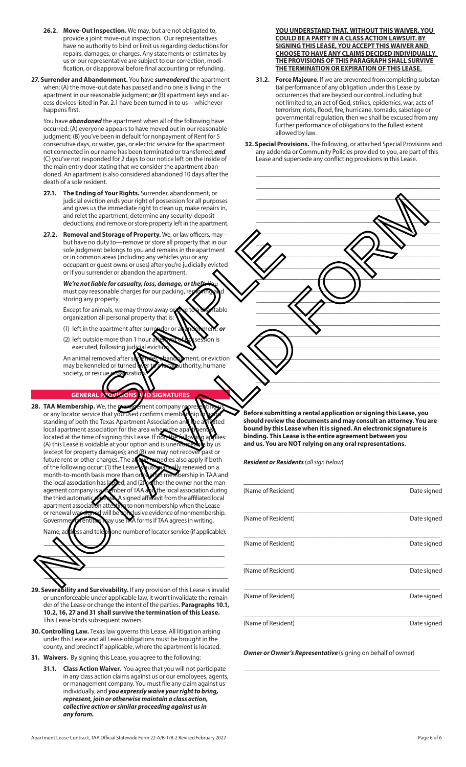**26.2. Move-Out Inspection.** We may, but are not obligated to, provide a joint move-out inspection. Our representatives have no authority to bind or limit us regarding deductions for repairs, damages, or charges. Any statements or estimates by us or our representative are subject to our correction, modification, or disapproval before final accounting or refunding.

**27. Surrender and Abandonment.** You have ***surrendered*** the apartment when: (A) the move-out date has passed and no one is living in the apartment in our reasonable judgment; ***or*** (B) apartment keys and access devices listed in Par. 2.1 have been turned in to us—whichever happens first.

You have ***abandoned*** the apartment when all of the following have occurred: (A) everyone appears to have moved out in our reasonable judgment; (B) you've been in default for nonpayment of Rent for 5 consecutive days, or water, gas, or electric service for the apartment not connected in our name has been terminated or transferred; ***and*** (C) you've not responded for 2 days to our notice left on the inside of the main entry door stating that we consider the apartment abandoned. An apartment is also considered abandoned 10 days after the death of a sole resident.

**27.1. The Ending of Your Rights.** Surrender, abandonment, or judicial eviction ends your right of possession for all purposes and gives us the immediate right to clean up, make repairs in, and relet the apartment; determine any security-deposit deductions; and remove or store property left in the apartment.

**27.2. Removal and Storage of Property.** We, or law officers, may—but have no duty to—remove or store all property that in our sole judgment belongs to you and remains in the apartment or in common areas (including any vehicles you or any occupant or guest owns or uses) after you're judicially evicted or if you surrender or abandon the apartment.

***We're not liable for casualty, loss, damage, or theft.*** You must pay reasonable charges for our packing, removing and storing any property.

Except for animals, we may throw away or give to a charitable organization all personal property that is:

(1) left in the apartment after surrender or abandonment; ***or***

(2) left outside more than 1 hour after writ of possession is executed, following judicial eviction.

An animal removed after surrender, abandonment, or eviction may be kenneled or turned over to a local authority, humane society, or rescue organization.

## GENERAL PROVISIONS AND SIGNATURES

**28. TAA Membership.** We, the management company representing us, or any locator service that you used confirms membership in good standing of both the Texas Apartment Association and the affiliated local apartment association for the area where the apartment is located at the time of signing this Lease. If not, the following applies: (A) this Lease is voidable at your option and is unenforceable by us (except for property damages); and (B) we may not recover past or future rent or other charges. The above remedies also apply if both of the following occur: (1) the Lease is automatically renewed on a month-to-month basis more than once after membership in TAA and the local association has lapsed; and (2) neither the owner nor the management company is a member of TAA and the local association during the third automatic renewal. A signed affidavit from the affiliated local apartment association attesting to nonmembership when the Lease or renewal was signed will be conclusive evidence of nonmembership. Governmental entities may use TAA forms if TAA agrees in writing.

Name, address and telephone number of locator service (if applicable):

\_\_\_\_\_\_\_\_\_\_\_\_\_\_\_\_\_\_\_\_\_\_\_\_\_\_\_\_\_\_\_\_\_\_\_\_\_\_\_\_

\_\_\_\_\_\_\_\_\_\_\_\_\_\_\_\_\_\_\_\_\_\_\_\_\_\_\_\_\_\_\_\_\_\_\_\_\_\_\_\_

\_\_\_\_\_\_\_\_\_\_\_\_\_\_\_\_\_\_\_\_\_\_\_\_\_\_\_\_\_\_\_\_\_\_\_\_\_\_\_\_

\_\_\_\_\_\_\_\_\_\_\_\_\_\_\_\_\_\_\_\_\_\_\_\_\_\_\_\_\_\_\_\_\_\_\_\_\_\_\_\_

**29. Severability and Survivability.** If any provision of this Lease is invalid or unenforceable under applicable law, it won't invalidate the remainder of the Lease or change the intent of the parties. **Paragraphs 10.1, 10.2, 16, 27 and 31 shall survive the termination of this Lease.** This Lease binds subsequent owners.

**30. Controlling Law.** Texas law governs this Lease. All litigation arising under this Lease and all Lease obligations must be brought in the county, and precinct if applicable, where the apartment is located.

**31. Waivers.** By signing this Lease, you agree to the following:

**31.1. Class Action Waiver.** You agree that you will not participate in any class action claims against us or our employees, agents, or management company. You must file any claim against us individually, and ***you expressly waive your right to bring, represent, join or otherwise maintain a class action, collective action or similar proceeding against us in any forum.***

**YOU UNDERSTAND THAT, WITHOUT THIS WAIVER, YOU COULD BE A PARTY IN A CLASS ACTION LAWSUIT. BY SIGNING THIS LEASE, YOU ACCEPT THIS WAIVER AND CHOOSE TO HAVE ANY CLAIMS DECIDED INDIVIDUALLY. THE PROVISIONS OF THIS PARAGRAPH SHALL SURVIVE THE TERMINATION OR EXPIRATION OF THIS LEASE.**

**31.2. Force Majeure.** If we are prevented from completing substantial performance of any obligation under this Lease by occurrences that are beyond our control, including but not limited to, an act of God, strikes, epidemics, war, acts of terrorism, riots, flood, fire, hurricane, tornado, sabotage or governmental regulation, then we shall be excused from any further performance of obligations to the fullest extent allowed by law.

**32. Special Provisions.** The following, or attached Special Provisions and any addenda or Community Policies provided to you, are part of this Lease and supersede any conflicting provisions in this Lease.

\_\_\_\_\_\_\_\_\_\_\_\_\_\_\_\_\_\_\_\_\_\_\_\_\_\_\_\_\_\_\_\_\_\_\_\_\_\_\_\_

**Before submitting a rental application or signing this Lease, you should review the documents and may consult an attorney. You are bound by this Lease when it is signed. An electronic signature is binding. This Lease is the entire agreement between you and us. You are NOT relying on any oral representations.**

***Resident or Residents*** (*all sign below*)

\_\_\_\_\_\_\_\_\_\_\_\_\_\_\_\_\_\_\_\_\_\_\_\_\_\_\_\_\_\_\_\_\_\_\_\_\_\_\_\_
(Name of Resident) Date signed

\_\_\_\_\_\_\_\_\_\_\_\_\_\_\_\_\_\_\_\_\_\_\_\_\_\_\_\_\_\_\_\_\_\_\_\_\_\_\_\_
(Name of Resident) Date signed

\_\_\_\_\_\_\_\_\_\_\_\_\_\_\_\_\_\_\_\_\_\_\_\_\_\_\_\_\_\_\_\_\_\_\_\_\_\_\_\_
(Name of Resident) Date signed

\_\_\_\_\_\_\_\_\_\_\_\_\_\_\_\_\_\_\_\_\_\_\_\_\_\_\_\_\_\_\_\_\_\_\_\_\_\_\_\_
(Name of Resident) Date signed

\_\_\_\_\_\_\_\_\_\_\_\_\_\_\_\_\_\_\_\_\_\_\_\_\_\_\_\_\_\_\_\_\_\_\_\_\_\_\_\_
(Name of Resident) Date signed

\_\_\_\_\_\_\_\_\_\_\_\_\_\_\_\_\_\_\_\_\_\_\_\_\_\_\_\_\_\_\_\_\_\_\_\_\_\_\_\_
(Name of Resident) Date signed

***Owner or Owner's Representative*** (signing on behalf of owner)

\_\_\_\_\_\_\_\_\_\_\_\_\_\_\_\_\_\_\_\_\_\_\_\_\_\_\_\_\_\_\_\_\_\_\_\_\_\_\_\_

Apartment Lease Contract, TAA Official Statewide Form 22-A/B-1/B-2 Revised February 2022